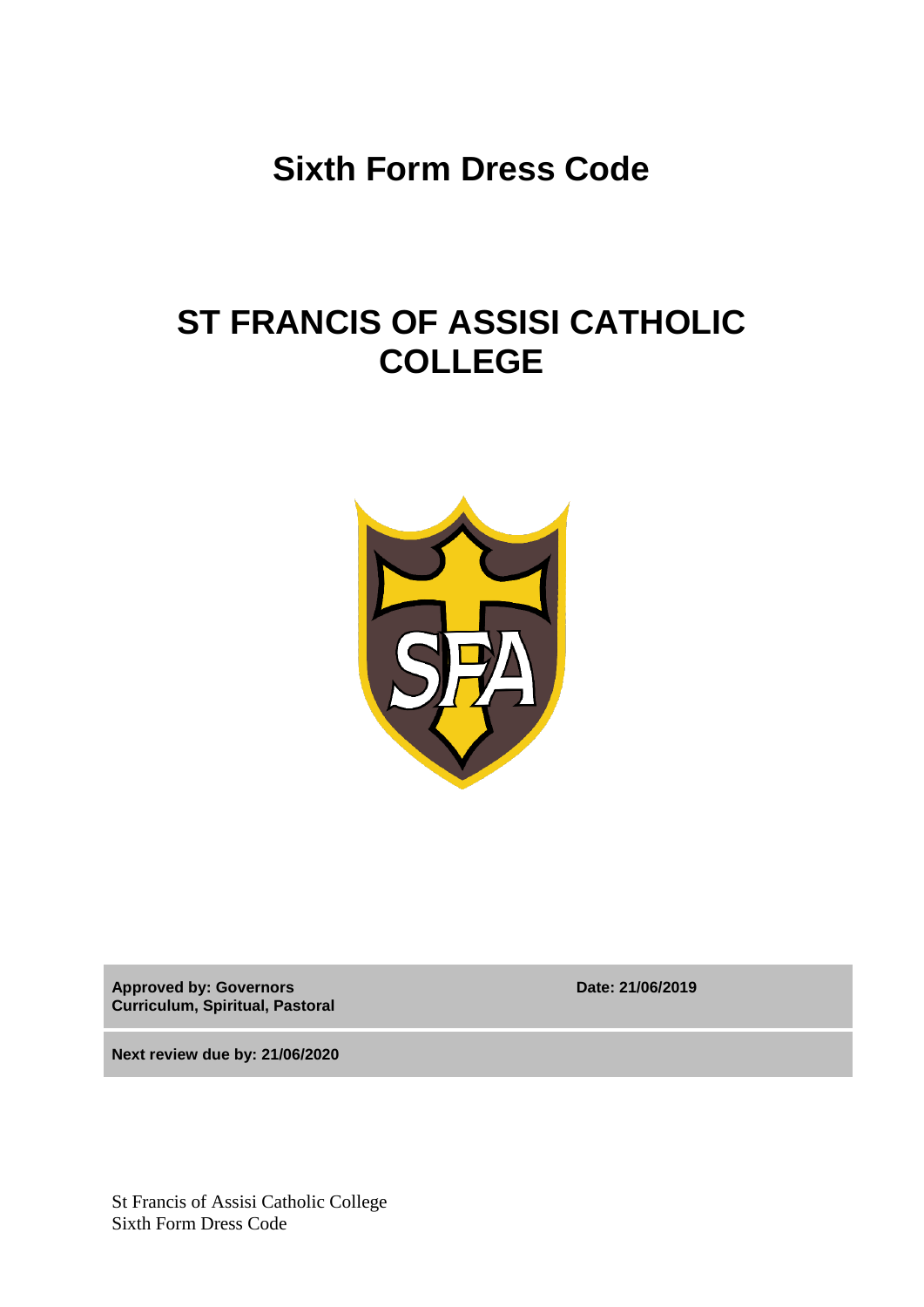# Sixth Form Dress Code

# ST FRANCIS OF ASSISI CATHOLIC COLLEGE

| **Approved by: Governors Curriculum, Spiritual, Pastoral** | **Date: 21/06/2019** |
| --- | --- |
| **Next review due by: 21/06/2020** | |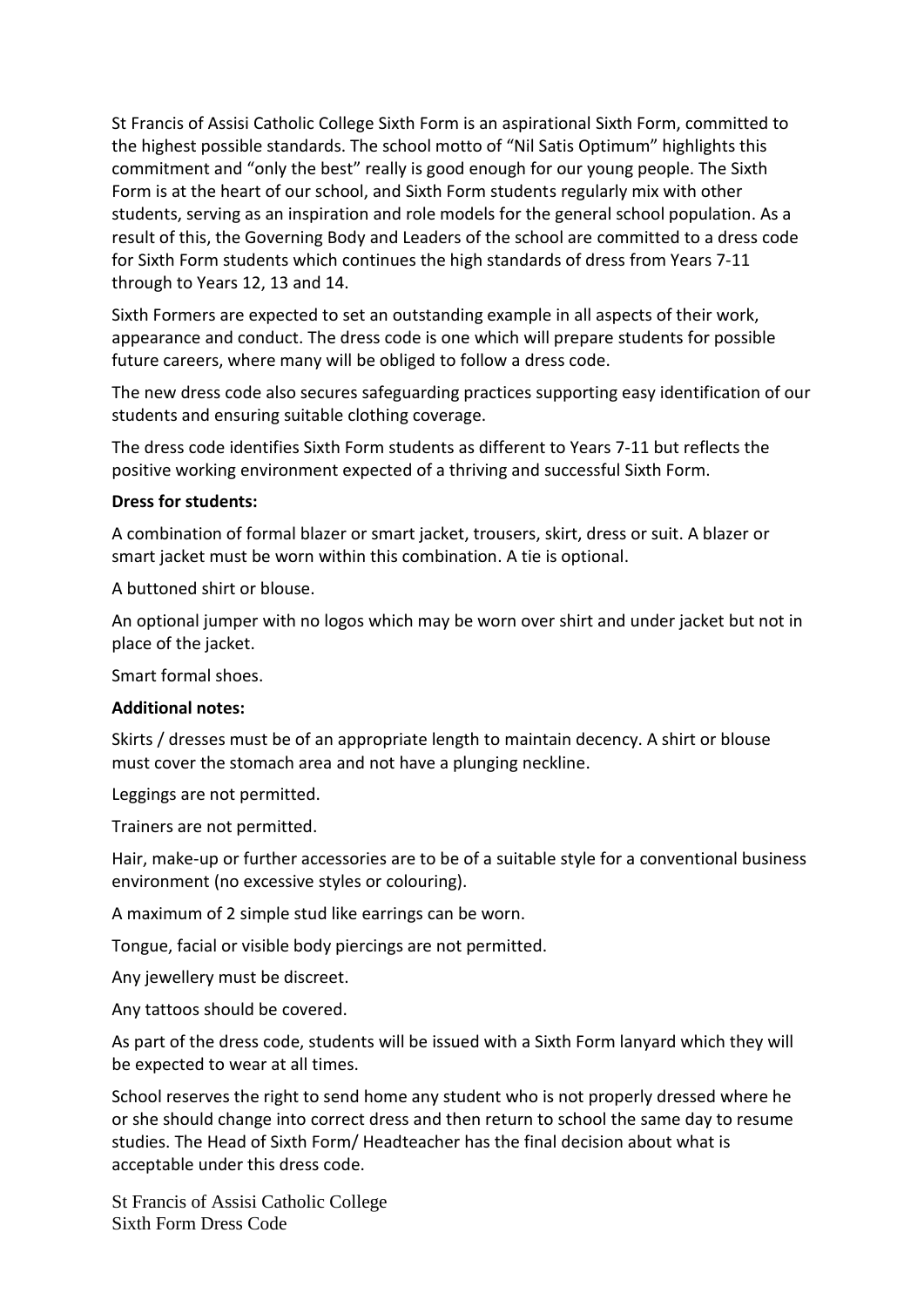St Francis of Assisi Catholic College Sixth Form is an aspirational Sixth Form, committed to the highest possible standards. The school motto of "Nil Satis Optimum" highlights this commitment and "only the best" really is good enough for our young people. The Sixth Form is at the heart of our school, and Sixth Form students regularly mix with other students, serving as an inspiration and role models for the general school population. As a result of this, the Governing Body and Leaders of the school are committed to a dress code for Sixth Form students which continues the high standards of dress from Years 7-11 through to Years 12, 13 and 14.

Sixth Formers are expected to set an outstanding example in all aspects of their work, appearance and conduct. The dress code is one which will prepare students for possible future careers, where many will be obliged to follow a dress code.

The new dress code also secures safeguarding practices supporting easy identification of our students and ensuring suitable clothing coverage.

The dress code identifies Sixth Form students as different to Years 7-11 but reflects the positive working environment expected of a thriving and successful Sixth Form.

**Dress for students:**

A combination of formal blazer or smart jacket, trousers, skirt, dress or suit. A blazer or smart jacket must be worn within this combination. A tie is optional.

A buttoned shirt or blouse.

An optional jumper with no logos which may be worn over shirt and under jacket but not in place of the jacket.

Smart formal shoes.

**Additional notes:**

Skirts / dresses must be of an appropriate length to maintain decency. A shirt or blouse must cover the stomach area and not have a plunging neckline.

Leggings are not permitted.

Trainers are not permitted.

Hair, make-up or further accessories are to be of a suitable style for a conventional business environment (no excessive styles or colouring).

A maximum of 2 simple stud like earrings can be worn.

Tongue, facial or visible body piercings are not permitted.

Any jewellery must be discreet.

Any tattoos should be covered.

As part of the dress code, students will be issued with a Sixth Form lanyard which they will be expected to wear at all times.

School reserves the right to send home any student who is not properly dressed where he or she should change into correct dress and then return to school the same day to resume studies. The Head of Sixth Form/ Headteacher has the final decision about what is acceptable under this dress code.